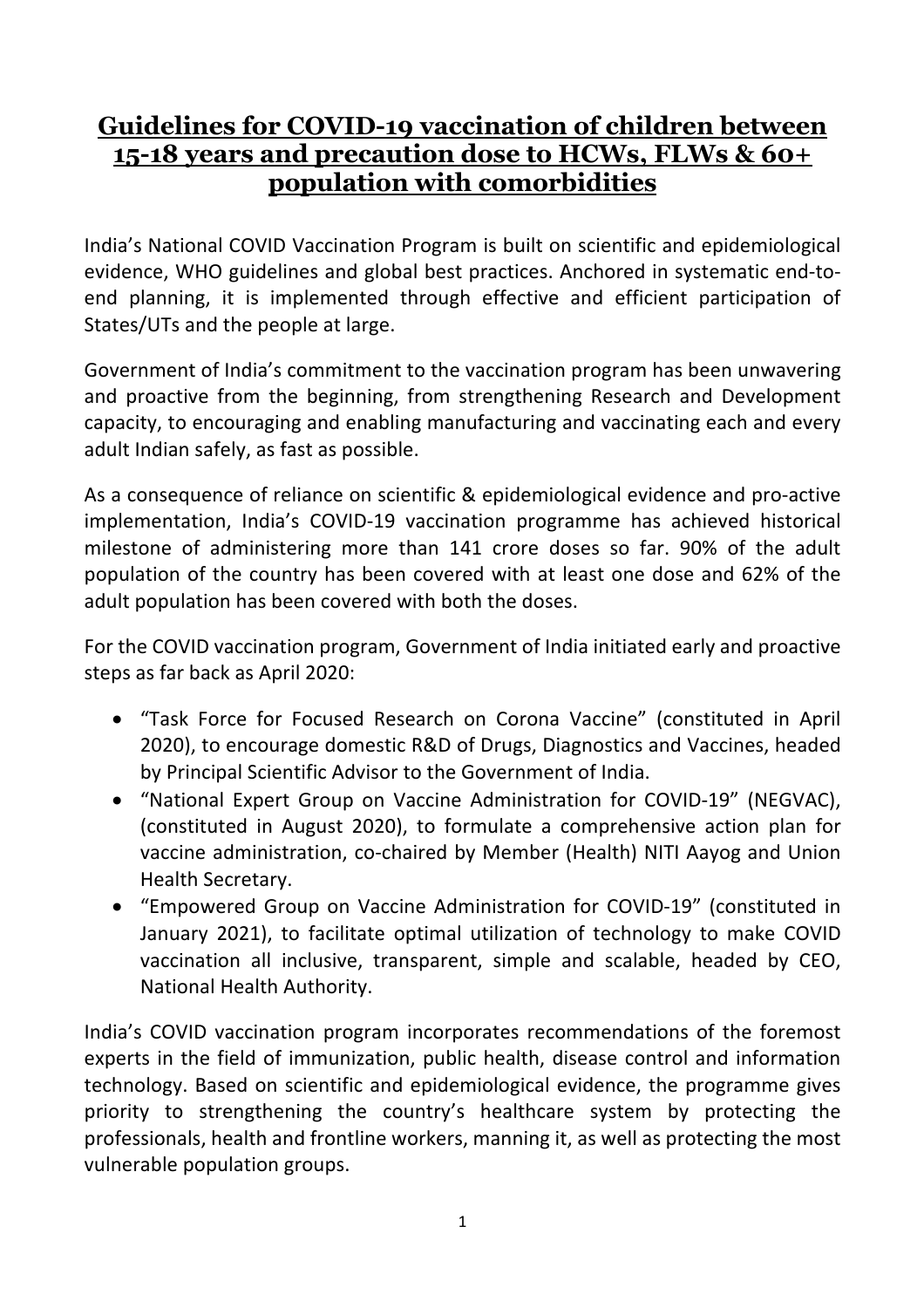# Guidelines for COVID-19 vaccination of children between 15-18 years and precaution dose to HCWs, FLWs & 60+ population with comorbidities

India's National COVID Vaccination Program is built on scientific and epidemiological evidence, WHO guidelines and global best practices. Anchored in systematic end-to-end planning, it is implemented through effective and efficient participation of States/UTs and the people at large.

Government of India's commitment to the vaccination program has been unwavering and proactive from the beginning, from strengthening Research and Development capacity, to encouraging and enabling manufacturing and vaccinating each and every adult Indian safely, as fast as possible.

As a consequence of reliance on scientific & epidemiological evidence and pro-active implementation, India's COVID-19 vaccination programme has achieved historical milestone of administering more than 141 crore doses so far. 90% of the adult population of the country has been covered with at least one dose and 62% of the adult population has been covered with both the doses.

For the COVID vaccination program, Government of India initiated early and proactive steps as far back as April 2020:

- "Task Force for Focused Research on Corona Vaccine" (constituted in April 2020), to encourage domestic R&D of Drugs, Diagnostics and Vaccines, headed by Principal Scientific Advisor to the Government of India.
- "National Expert Group on Vaccine Administration for COVID-19" (NEGVAC), (constituted in August 2020), to formulate a comprehensive action plan for vaccine administration, co-chaired by Member (Health) NITI Aayog and Union Health Secretary.
- "Empowered Group on Vaccine Administration for COVID-19" (constituted in January 2021), to facilitate optimal utilization of technology to make COVID vaccination all inclusive, transparent, simple and scalable, headed by CEO, National Health Authority.

India's COVID vaccination program incorporates recommendations of the foremost experts in the field of immunization, public health, disease control and information technology. Based on scientific and epidemiological evidence, the programme gives priority to strengthening the country's healthcare system by protecting the professionals, health and frontline workers, manning it, as well as protecting the most vulnerable population groups.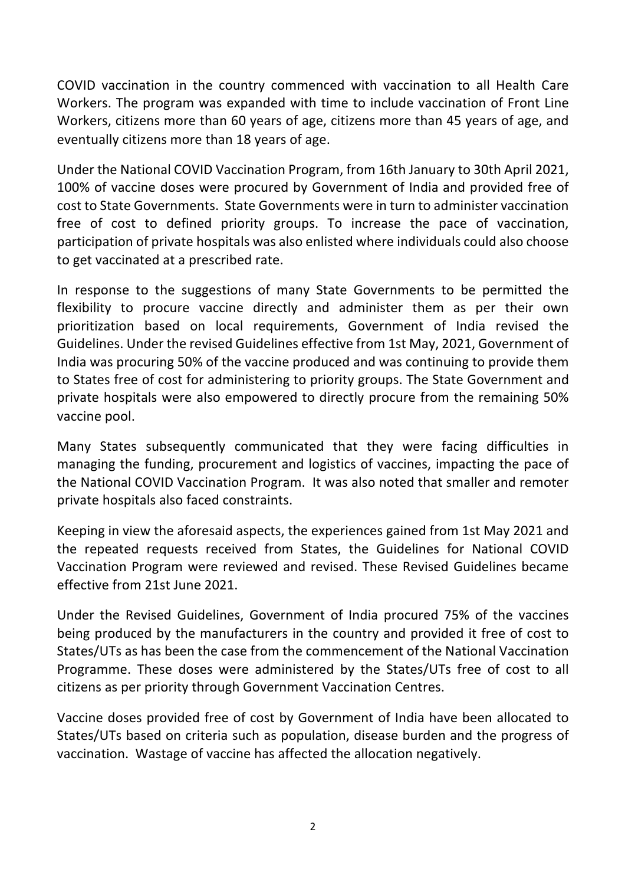COVID vaccination in the country commenced with vaccination to all Health Care Workers. The program was expanded with time to include vaccination of Front Line Workers, citizens more than 60 years of age, citizens more than 45 years of age, and eventually citizens more than 18 years of age.

Under the National COVID Vaccination Program, from 16th January to 30th April 2021, 100% of vaccine doses were procured by Government of India and provided free of cost to State Governments. State Governments were in turn to administer vaccination free of cost to defined priority groups. To increase the pace of vaccination, participation of private hospitals was also enlisted where individuals could also choose to get vaccinated at a prescribed rate.

In response to the suggestions of many State Governments to be permitted the flexibility to procure vaccine directly and administer them as per their own prioritization based on local requirements, Government of India revised the Guidelines. Under the revised Guidelines effective from 1st May, 2021, Government of India was procuring 50% of the vaccine produced and was continuing to provide them to States free of cost for administering to priority groups. The State Government and private hospitals were also empowered to directly procure from the remaining 50% vaccine pool.

Many States subsequently communicated that they were facing difficulties in managing the funding, procurement and logistics of vaccines, impacting the pace of the National COVID Vaccination Program. It was also noted that smaller and remoter private hospitals also faced constraints.

Keeping in view the aforesaid aspects, the experiences gained from 1st May 2021 and the repeated requests received from States, the Guidelines for National COVID Vaccination Program were reviewed and revised. These Revised Guidelines became effective from 21st June 2021.

Under the Revised Guidelines, Government of India procured 75% of the vaccines being produced by the manufacturers in the country and provided it free of cost to States/UTs as has been the case from the commencement of the National Vaccination Programme. These doses were administered by the States/UTs free of cost to all citizens as per priority through Government Vaccination Centres.

Vaccine doses provided free of cost by Government of India have been allocated to States/UTs based on criteria such as population, disease burden and the progress of vaccination. Wastage of vaccine has affected the allocation negatively.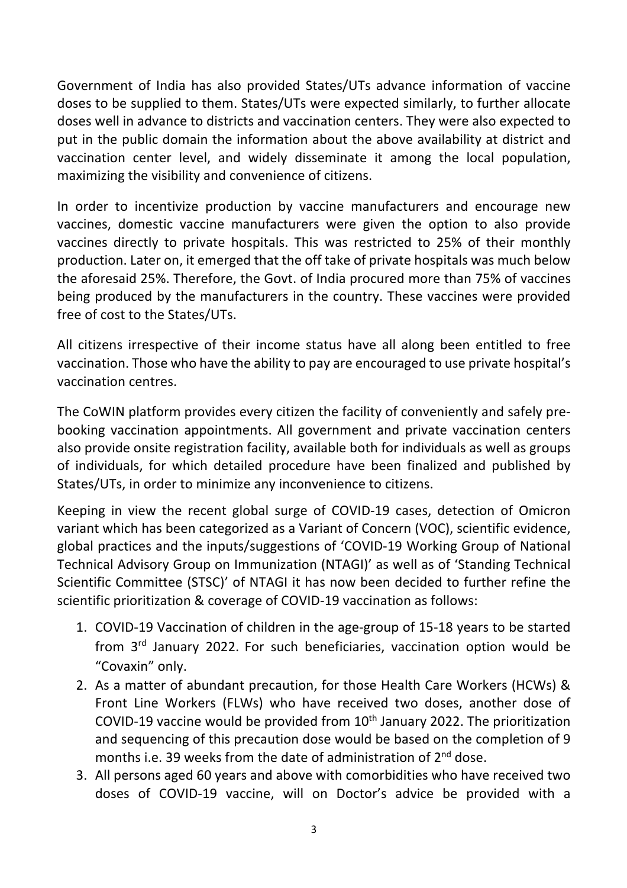Government of India has also provided States/UTs advance information of vaccine doses to be supplied to them. States/UTs were expected similarly, to further allocate doses well in advance to districts and vaccination centers. They were also expected to put in the public domain the information about the above availability at district and vaccination center level, and widely disseminate it among the local population, maximizing the visibility and convenience of citizens.

In order to incentivize production by vaccine manufacturers and encourage new vaccines, domestic vaccine manufacturers were given the option to also provide vaccines directly to private hospitals. This was restricted to 25% of their monthly production. Later on, it emerged that the off take of private hospitals was much below the aforesaid 25%. Therefore, the Govt. of India procured more than 75% of vaccines being produced by the manufacturers in the country. These vaccines were provided free of cost to the States/UTs.

All citizens irrespective of their income status have all along been entitled to free vaccination. Those who have the ability to pay are encouraged to use private hospital's vaccination centres.

The CoWIN platform provides every citizen the facility of conveniently and safely pre-booking vaccination appointments. All government and private vaccination centers also provide onsite registration facility, available both for individuals as well as groups of individuals, for which detailed procedure have been finalized and published by States/UTs, in order to minimize any inconvenience to citizens.

Keeping in view the recent global surge of COVID-19 cases, detection of Omicron variant which has been categorized as a Variant of Concern (VOC), scientific evidence, global practices and the inputs/suggestions of 'COVID-19 Working Group of National Technical Advisory Group on Immunization (NTAGI)' as well as of 'Standing Technical Scientific Committee (STSC)' of NTAGI it has now been decided to further refine the scientific prioritization & coverage of COVID-19 vaccination as follows:

1. COVID-19 Vaccination of children in the age-group of 15-18 years to be started from 3rd January 2022. For such beneficiaries, vaccination option would be "Covaxin" only.
2. As a matter of abundant precaution, for those Health Care Workers (HCWs) & Front Line Workers (FLWs) who have received two doses, another dose of COVID-19 vaccine would be provided from 10th January 2022. The prioritization and sequencing of this precaution dose would be based on the completion of 9 months i.e. 39 weeks from the date of administration of 2nd dose.
3. All persons aged 60 years and above with comorbidities who have received two doses of COVID-19 vaccine, will on Doctor's advice be provided with a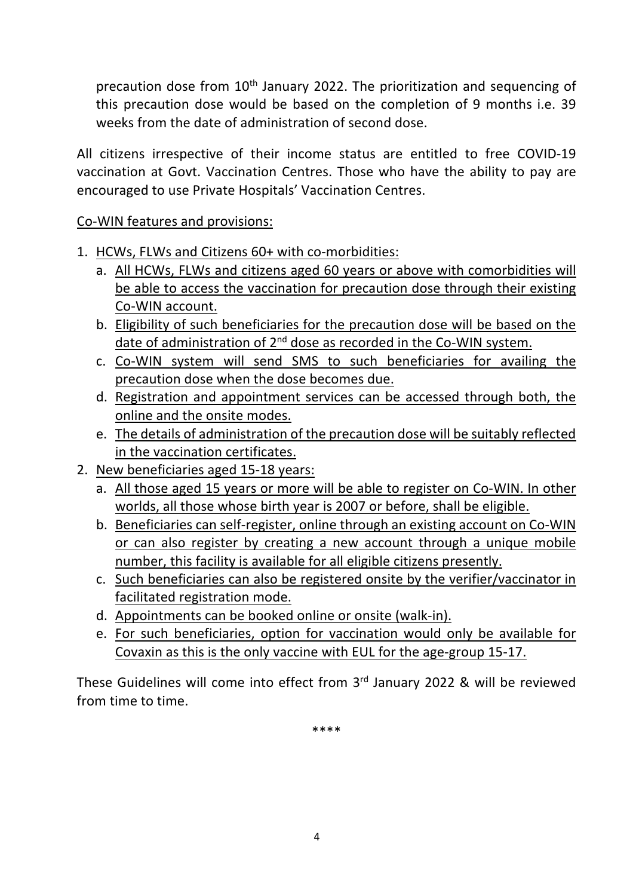precaution dose from 10th January 2022. The prioritization and sequencing of this precaution dose would be based on the completion of 9 months i.e. 39 weeks from the date of administration of second dose.

All citizens irrespective of their income status are entitled to free COVID-19 vaccination at Govt. Vaccination Centres. Those who have the ability to pay are encouraged to use Private Hospitals' Vaccination Centres.

<u>Co-WIN features and provisions:</u>

1. <u>HCWs, FLWs and Citizens 60+ with co-morbidities:</u>
   a. <u>All HCWs, FLWs and citizens aged 60 years or above with comorbidities will be able to access the vaccination for precaution dose through their existing Co-WIN account.</u>
   b. <u>Eligibility of such beneficiaries for the precaution dose will be based on the date of administration of 2nd dose as recorded in the Co-WIN system.</u>
   c. <u>Co-WIN system will send SMS to such beneficiaries for availing the precaution dose when the dose becomes due.</u>
   d. <u>Registration and appointment services can be accessed through both, the online and the onsite modes.</u>
   e. <u>The details of administration of the precaution dose will be suitably reflected in the vaccination certificates.</u>
2. <u>New beneficiaries aged 15-18 years:</u>
   a. <u>All those aged 15 years or more will be able to register on Co-WIN. In other worlds, all those whose birth year is 2007 or before, shall be eligible.</u>
   b. <u>Beneficiaries can self-register, online through an existing account on Co-WIN or can also register by creating a new account through a unique mobile number, this facility is available for all eligible citizens presently.</u>
   c. <u>Such beneficiaries can also be registered onsite by the verifier/vaccinator in facilitated registration mode.</u>
   d. <u>Appointments can be booked online or onsite (walk-in).</u>
   e. <u>For such beneficiaries, option for vaccination would only be available for Covaxin as this is the only vaccine with EUL for the age-group 15-17.</u>

These Guidelines will come into effect from 3rd January 2022 & will be reviewed from time to time.

****